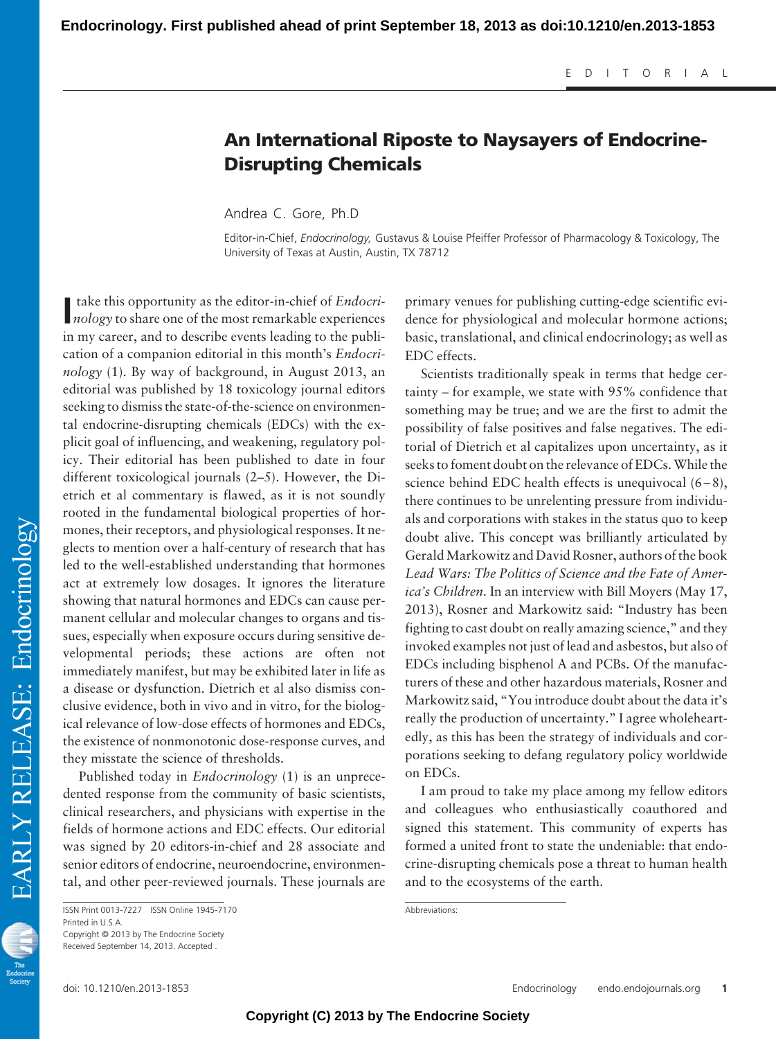EDITORIAL

# An International Riposte to Naysayers of Endocrine-Disrupting Chemicals

Andrea C. Gore, Ph.D

Editor-in-Chief, *Endocrinology,* Gustavus & Louise Pfeiffer Professor of Pharmacology & Toxicology, The University of Texas at Austin, Austin, TX 78712

I take this opportunity as the editor-in-chief of *Endocrinology* to share one of the most remarkable experiences in my career, and to describe events leading to the publication of a companion editorial in this month's *Endocrinology* (1). By way of background, in August 2013, an editorial was published by 18 toxicology journal editors seeking to dismiss the state-of-the-science on environmental endocrine-disrupting chemicals (EDCs) with the explicit goal of influencing, and weakening, regulatory policy. Their editorial has been published to date in four different toxicological journals (2–5). However, the Dietrich et al commentary is flawed, as it is not soundly rooted in the fundamental biological properties of hormones, their receptors, and physiological responses. It neglects to mention over a half-century of research that has led to the well-established understanding that hormones act at extremely low dosages. It ignores the literature showing that natural hormones and EDCs can cause permanent cellular and molecular changes to organs and tissues, especially when exposure occurs during sensitive developmental periods; these actions are often not immediately manifest, but may be exhibited later in life as a disease or dysfunction. Dietrich et al also dismiss conclusive evidence, both in vivo and in vitro, for the biological relevance of low-dose effects of hormones and EDCs, the existence of nonmonotonic dose-response curves, and they misstate the science of thresholds.

Published today in *Endocrinology* (1) is an unprecedented response from the community of basic scientists, clinical researchers, and physicians with expertise in the fields of hormone actions and EDC effects. Our editorial was signed by 20 editors-in-chief and 28 associate and senior editors of endocrine, neuroendocrine, environmental, and other peer-reviewed journals. These journals are primary venues for publishing cutting-edge scientific evidence for physiological and molecular hormone actions; basic, translational, and clinical endocrinology; as well as EDC effects.

Scientists traditionally speak in terms that hedge certainty – for example, we state with 95% confidence that something may be true; and we are the first to admit the possibility of false positives and false negatives. The editorial of Dietrich et al capitalizes upon uncertainty, as it seeks to foment doubt on the relevance of EDCs. While the science behind EDC health effects is unequivocal (6–8), there continues to be unrelenting pressure from individuals and corporations with stakes in the status quo to keep doubt alive. This concept was brilliantly articulated by Gerald Markowitz and David Rosner, authors of the book *Lead Wars: The Politics of Science and the Fate of America's Children.* In an interview with Bill Moyers (May 17, 2013), Rosner and Markowitz said: "Industry has been fighting to cast doubt on really amazing science," and they invoked examples not just of lead and asbestos, but also of EDCs including bisphenol A and PCBs. Of the manufacturers of these and other hazardous materials, Rosner and Markowitz said, "You introduce doubt about the data it's really the production of uncertainty." I agree wholeheartedly, as this has been the strategy of individuals and corporations seeking to defang regulatory policy worldwide on EDCs.

I am proud to take my place among my fellow editors and colleagues who enthusiastically coauthored and signed this statement. This community of experts has formed a united front to state the undeniable: that endocrine-disrupting chemicals pose a threat to human health and to the ecosystems of the earth.

ISSN Print 0013-7227 ISSN Online 1945-7170
Printed in U.S.A.
Copyright © 2013 by The Endocrine Society
Received September 14, 2013. Accepted .

Abbreviations: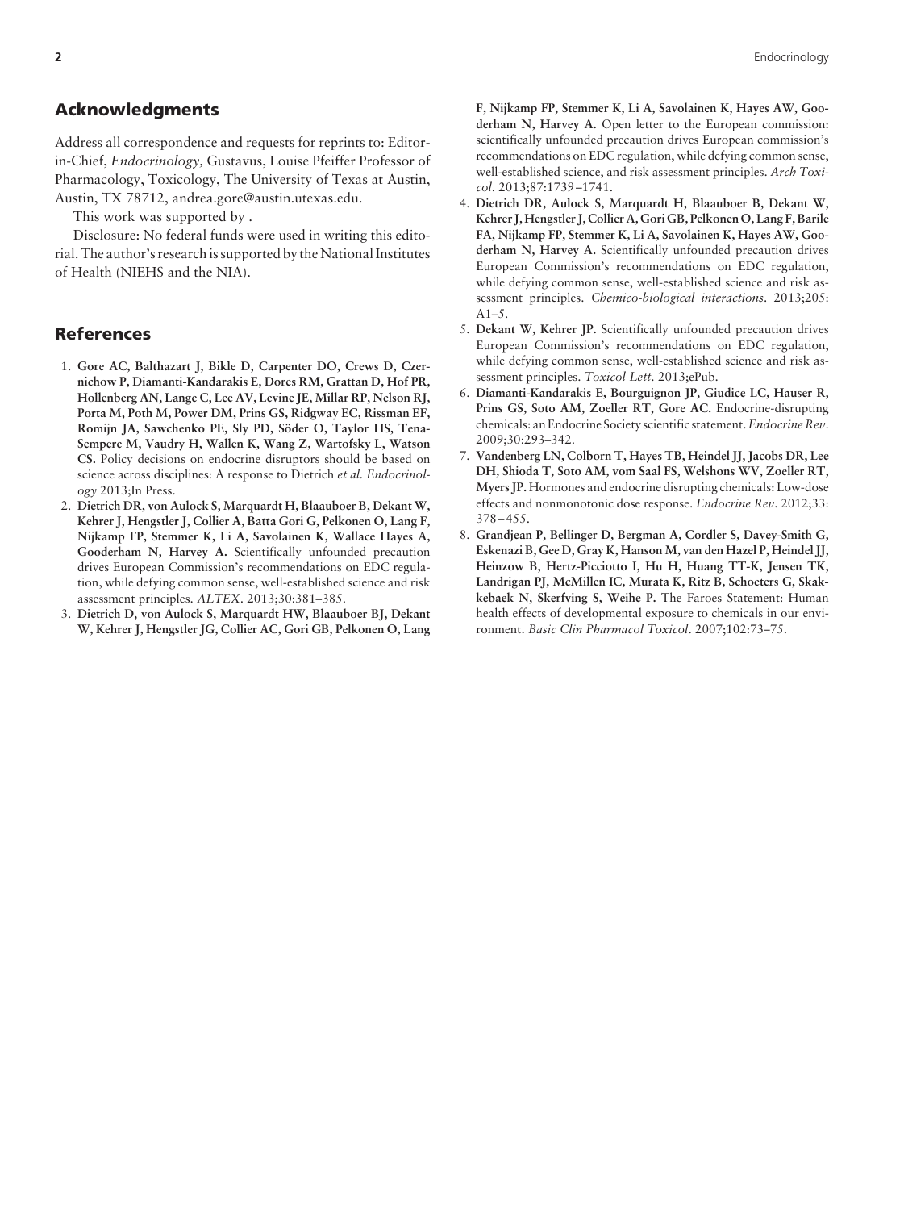## Acknowledgments

Address all correspondence and requests for reprints to: Editor-in-Chief, *Endocrinology*, Gustavus, Louise Pfeiffer Professor of Pharmacology, Toxicology, The University of Texas at Austin, Austin, TX 78712, andrea.gore@austin.utexas.edu.

This work was supported by .

Disclosure: No federal funds were used in writing this editorial. The author's research is supported by the National Institutes of Health (NIEHS and the NIA).

## References

1. **Gore AC, Balthazart J, Bikle D, Carpenter DO, Crews D, Czernichow P, Diamanti-Kandarakis E, Dores RM, Grattan D, Hof PR, Hollenberg AN, Lange C, Lee AV, Levine JE, Millar RP, Nelson RJ, Porta M, Poth M, Power DM, Prins GS, Ridgway EC, Rissman EF, Romijn JA, Sawchenko PE, Sly PD, Söder O, Taylor HS, Tena-Sempere M, Vaudry H, Wallen K, Wang Z, Wartofsky L, Watson CS.** Policy decisions on endocrine disruptors should be based on science across disciplines: A response to Dietrich *et al. Endocrinology* 2013;In Press.
2. **Dietrich DR, von Aulock S, Marquardt H, Blaauboer B, Dekant W, Kehrer J, Hengstler J, Collier A, Batta Gori G, Pelkonen O, Lang F, Nijkamp FP, Stemmer K, Li A, Savolainen K, Wallace Hayes A, Gooderham N, Harvey A.** Scientifically unfounded precaution drives European Commission's recommendations on EDC regulation, while defying common sense, well-established science and risk assessment principles. *ALTEX*. 2013;30:381–385.
3. **Dietrich D, von Aulock S, Marquardt HW, Blaauboer BJ, Dekant W, Kehrer J, Hengstler JG, Collier AC, Gori GB, Pelkonen O, Lang F, Nijkamp FP, Stemmer K, Li A, Savolainen K, Hayes AW, Gooderham N, Harvey A.** Open letter to the European commission: scientifically unfounded precaution drives European commission's recommendations on EDC regulation, while defying common sense, well-established science, and risk assessment principles. *Arch Toxicol*. 2013;87:1739–1741.
4. **Dietrich DR, Aulock S, Marquardt H, Blaauboer B, Dekant W, Kehrer J, Hengstler J, Collier A, Gori GB, Pelkonen O, Lang F, Barile FA, Nijkamp FP, Stemmer K, Li A, Savolainen K, Hayes AW, Gooderham N, Harvey A.** Scientifically unfounded precaution drives European Commission's recommendations on EDC regulation, while defying common sense, well-established science and risk assessment principles. *Chemico-biological interactions*. 2013;205: A1–5.
5. **Dekant W, Kehrer JP.** Scientifically unfounded precaution drives European Commission's recommendations on EDC regulation, while defying common sense, well-established science and risk assessment principles. *Toxicol Lett*. 2013;ePub.
6. **Diamanti-Kandarakis E, Bourguignon JP, Giudice LC, Hauser R, Prins GS, Soto AM, Zoeller RT, Gore AC.** Endocrine-disrupting chemicals: an Endocrine Society scientific statement. *Endocrine Rev*. 2009;30:293–342.
7. **Vandenberg LN, Colborn T, Hayes TB, Heindel JJ, Jacobs DR, Lee DH, Shioda T, Soto AM, vom Saal FS, Welshons WV, Zoeller RT, Myers JP.** Hormones and endocrine disrupting chemicals: Low-dose effects and nonmonotonic dose response. *Endocrine Rev*. 2012;33: 378–455.
8. **Grandjean P, Bellinger D, Bergman A, Cordler S, Davey-Smith G, Eskenazi B, Gee D, Gray K, Hanson M, van den Hazel P, Heindel JJ, Heinzow B, Hertz-Picciotto I, Hu H, Huang TT-K, Jensen TK, Landrigan PJ, McMillen IC, Murata K, Ritz B, Schoeters G, Skakkebaek N, Skerfving S, Weihe P.** The Faroes Statement: Human health effects of developmental exposure to chemicals in our environment. *Basic Clin Pharmacol Toxicol*. 2007;102:73–75.